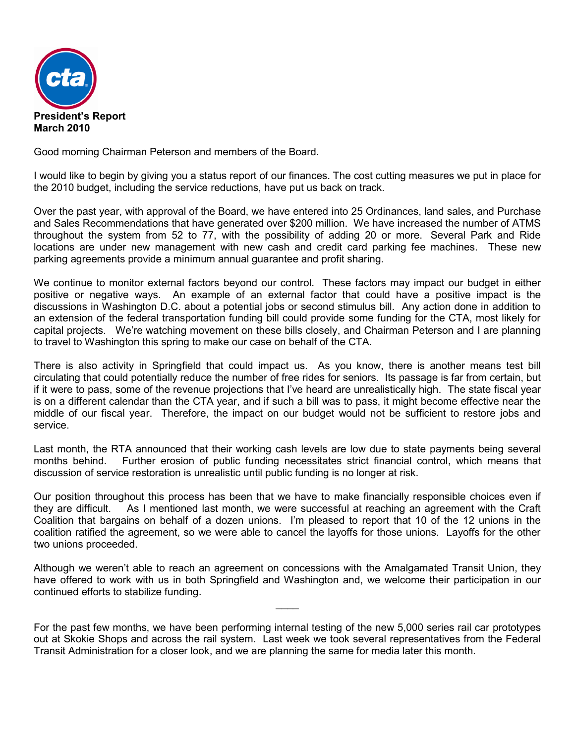**President's Report**
**March 2010**

Good morning Chairman Peterson and members of the Board.

I would like to begin by giving you a status report of our finances. The cost cutting measures we put in place for the 2010 budget, including the service reductions, have put us back on track.

Over the past year, with approval of the Board, we have entered into 25 Ordinances, land sales, and Purchase and Sales Recommendations that have generated over $200 million. We have increased the number of ATMS throughout the system from 52 to 77, with the possibility of adding 20 or more. Several Park and Ride locations are under new management with new cash and credit card parking fee machines. These new parking agreements provide a minimum annual guarantee and profit sharing.

We continue to monitor external factors beyond our control. These factors may impact our budget in either positive or negative ways. An example of an external factor that could have a positive impact is the discussions in Washington D.C. about a potential jobs or second stimulus bill. Any action done in addition to an extension of the federal transportation funding bill could provide some funding for the CTA, most likely for capital projects. We're watching movement on these bills closely, and Chairman Peterson and I are planning to travel to Washington this spring to make our case on behalf of the CTA.

There is also activity in Springfield that could impact us. As you know, there is another means test bill circulating that could potentially reduce the number of free rides for seniors. Its passage is far from certain, but if it were to pass, some of the revenue projections that I've heard are unrealistically high. The state fiscal year is on a different calendar than the CTA year, and if such a bill was to pass, it might become effective near the middle of our fiscal year. Therefore, the impact on our budget would not be sufficient to restore jobs and service.

Last month, the RTA announced that their working cash levels are low due to state payments being several months behind. Further erosion of public funding necessitates strict financial control, which means that discussion of service restoration is unrealistic until public funding is no longer at risk.

Our position throughout this process has been that we have to make financially responsible choices even if they are difficult. As I mentioned last month, we were successful at reaching an agreement with the Craft Coalition that bargains on behalf of a dozen unions. I'm pleased to report that 10 of the 12 unions in the coalition ratified the agreement, so we were able to cancel the layoffs for those unions. Layoffs for the other two unions proceeded.

Although we weren't able to reach an agreement on concessions with the Amalgamated Transit Union, they have offered to work with us in both Springfield and Washington and, we welcome their participation in our continued efforts to stabilize funding.

---

For the past few months, we have been performing internal testing of the new 5,000 series rail car prototypes out at Skokie Shops and across the rail system. Last week we took several representatives from the Federal Transit Administration for a closer look, and we are planning the same for media later this month.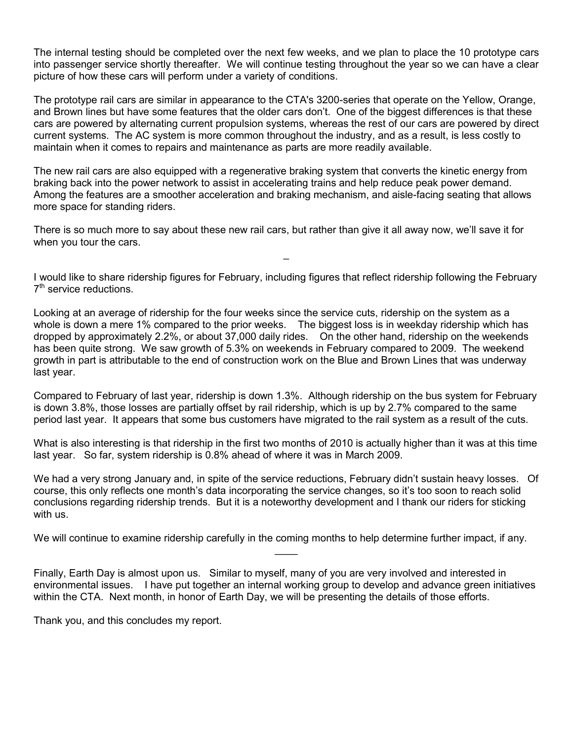The internal testing should be completed over the next few weeks, and we plan to place the 10 prototype cars into passenger service shortly thereafter. We will continue testing throughout the year so we can have a clear picture of how these cars will perform under a variety of conditions.

The prototype rail cars are similar in appearance to the CTA's 3200-series that operate on the Yellow, Orange, and Brown lines but have some features that the older cars don't. One of the biggest differences is that these cars are powered by alternating current propulsion systems, whereas the rest of our cars are powered by direct current systems. The AC system is more common throughout the industry, and as a result, is less costly to maintain when it comes to repairs and maintenance as parts are more readily available.

The new rail cars are also equipped with a regenerative braking system that converts the kinetic energy from braking back into the power network to assist in accelerating trains and help reduce peak power demand. Among the features are a smoother acceleration and braking mechanism, and aisle-facing seating that allows more space for standing riders.

There is so much more to say about these new rail cars, but rather than give it all away now, we'll save it for when you tour the cars.

–

I would like to share ridership figures for February, including figures that reflect ridership following the February 7th service reductions.

Looking at an average of ridership for the four weeks since the service cuts, ridership on the system as a whole is down a mere 1% compared to the prior weeks. The biggest loss is in weekday ridership which has dropped by approximately 2.2%, or about 37,000 daily rides. On the other hand, ridership on the weekends has been quite strong. We saw growth of 5.3% on weekends in February compared to 2009. The weekend growth in part is attributable to the end of construction work on the Blue and Brown Lines that was underway last year.

Compared to February of last year, ridership is down 1.3%. Although ridership on the bus system for February is down 3.8%, those losses are partially offset by rail ridership, which is up by 2.7% compared to the same period last year. It appears that some bus customers have migrated to the rail system as a result of the cuts.

What is also interesting is that ridership in the first two months of 2010 is actually higher than it was at this time last year. So far, system ridership is 0.8% ahead of where it was in March 2009.

We had a very strong January and, in spite of the service reductions, February didn't sustain heavy losses. Of course, this only reflects one month's data incorporating the service changes, so it's too soon to reach solid conclusions regarding ridership trends. But it is a noteworthy development and I thank our riders for sticking with us.

We will continue to examine ridership carefully in the coming months to help determine further impact, if any.

——

Finally, Earth Day is almost upon us. Similar to myself, many of you are very involved and interested in environmental issues. I have put together an internal working group to develop and advance green initiatives within the CTA. Next month, in honor of Earth Day, we will be presenting the details of those efforts.

Thank you, and this concludes my report.